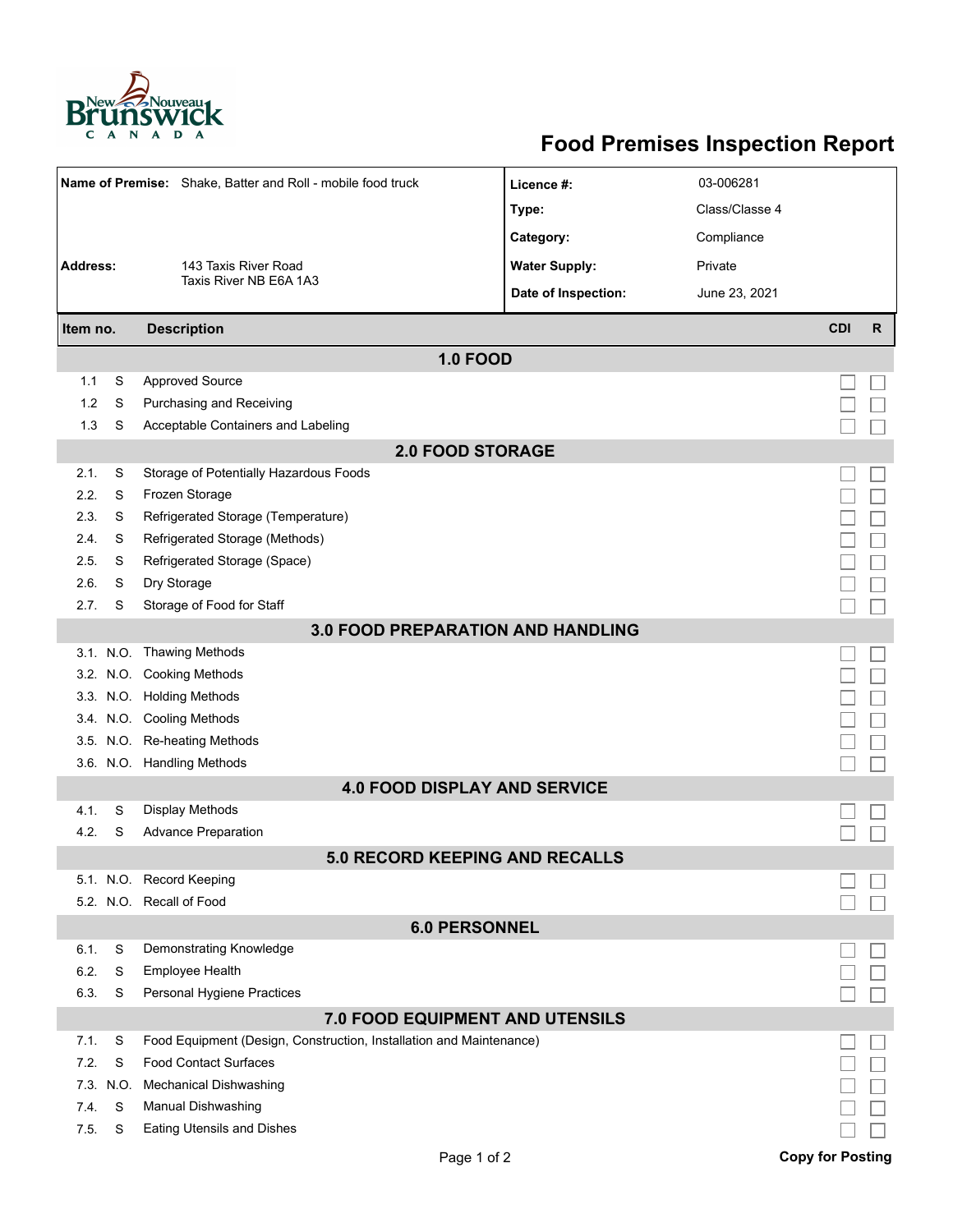# Food Premises Inspection Report

| | | | |
|---|---|---|---|
| **Name of Premise:** | Shake, Batter and Roll - mobile food truck | **Licence #:** | 03-006281 |
| | | **Type:** | Class/Classe 4 |
| | | **Category:** | Compliance |
| **Address:** | 143 Taxis River Road<br>Taxis River NB E6A 1A3 | **Water Supply:** | Private |
| | | **Date of Inspection:** | June 23, 2021 |

| Item no. | | Description | CDI | R |
|---|---|---|---|---|
| **1.0 FOOD** | | | | |
| 1.1 | S | Approved Source | ☐ | ☐ |
| 1.2 | S | Purchasing and Receiving | ☐ | ☐ |
| 1.3 | S | Acceptable Containers and Labeling | ☐ | ☐ |
| **2.0 FOOD STORAGE** | | | | |
| 2.1. | S | Storage of Potentially Hazardous Foods | ☐ | ☐ |
| 2.2. | S | Frozen Storage | ☐ | ☐ |
| 2.3. | S | Refrigerated Storage (Temperature) | ☐ | ☐ |
| 2.4. | S | Refrigerated Storage (Methods) | ☐ | ☐ |
| 2.5. | S | Refrigerated Storage (Space) | ☐ | ☐ |
| 2.6. | S | Dry Storage | ☐ | ☐ |
| 2.7. | S | Storage of Food for Staff | ☐ | ☐ |
| **3.0 FOOD PREPARATION AND HANDLING** | | | | |
| 3.1. | N.O. | Thawing Methods | ☐ | ☐ |
| 3.2. | N.O. | Cooking Methods | ☐ | ☐ |
| 3.3. | N.O. | Holding Methods | ☐ | ☐ |
| 3.4. | N.O. | Cooling Methods | ☐ | ☐ |
| 3.5. | N.O. | Re-heating Methods | ☐ | ☐ |
| 3.6. | N.O. | Handling Methods | ☐ | ☐ |
| **4.0 FOOD DISPLAY AND SERVICE** | | | | |
| 4.1. | S | Display Methods | ☐ | ☐ |
| 4.2. | S | Advance Preparation | ☐ | ☐ |
| **5.0 RECORD KEEPING AND RECALLS** | | | | |
| 5.1. | N.O. | Record Keeping | ☐ | ☐ |
| 5.2. | N.O. | Recall of Food | ☐ | ☐ |
| **6.0 PERSONNEL** | | | | |
| 6.1. | S | Demonstrating Knowledge | ☐ | ☐ |
| 6.2. | S | Employee Health | ☐ | ☐ |
| 6.3. | S | Personal Hygiene Practices | ☐ | ☐ |
| **7.0 FOOD EQUIPMENT AND UTENSILS** | | | | |
| 7.1. | S | Food Equipment (Design, Construction, Installation and Maintenance) | ☐ | ☐ |
| 7.2. | S | Food Contact Surfaces | ☐ | ☐ |
| 7.3. | N.O. | Mechanical Dishwashing | ☐ | ☐ |
| 7.4. | S | Manual Dishwashing | ☐ | ☐ |
| 7.5. | S | Eating Utensils and Dishes | ☐ | ☐ |

**Copy for Posting**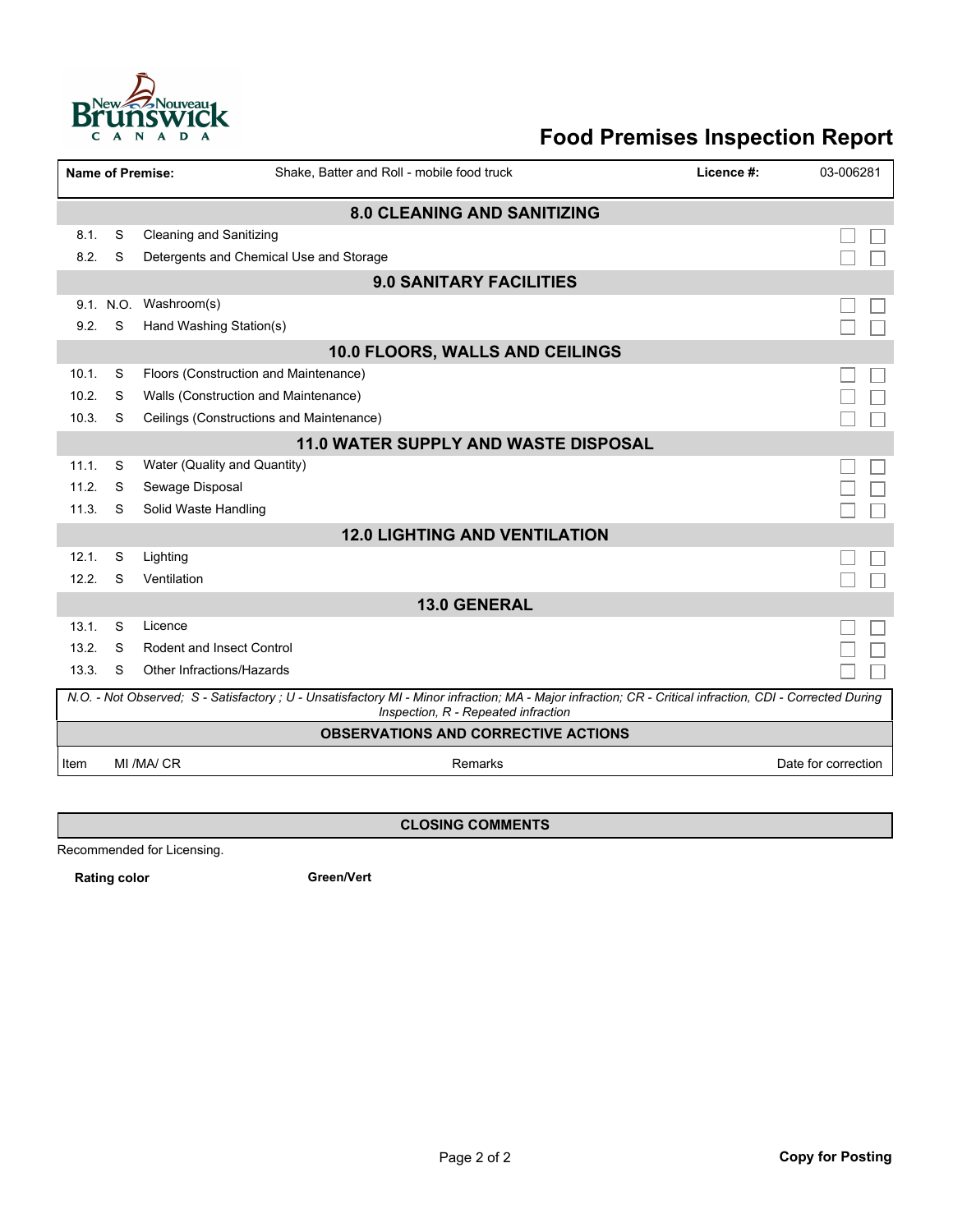# Food Premises Inspection Report

| Name of Premise: | Shake, Batter and Roll - mobile food truck | Licence #: | 03-006281 |
|---|---|---|---|

## 8.0 CLEANING AND SANITIZING

| | | | | |
|---|---|---|---|---|
| 8.1. | S | Cleaning and Sanitizing | ☐ | ☐ |
| 8.2. | S | Detergents and Chemical Use and Storage | ☐ | ☐ |

## 9.0 SANITARY FACILITIES

| | | | | |
|---|---|---|---|---|
| 9.1. | N.O. | Washroom(s) | ☐ | ☐ |
| 9.2. | S | Hand Washing Station(s) | ☐ | ☐ |

## 10.0 FLOORS, WALLS AND CEILINGS

| | | | | |
|---|---|---|---|---|
| 10.1. | S | Floors (Construction and Maintenance) | ☐ | ☐ |
| 10.2. | S | Walls (Construction and Maintenance) | ☐ | ☐ |
| 10.3. | S | Ceilings (Constructions and Maintenance) | ☐ | ☐ |

## 11.0 WATER SUPPLY AND WASTE DISPOSAL

| | | | | |
|---|---|---|---|---|
| 11.1. | S | Water (Quality and Quantity) | ☐ | ☐ |
| 11.2. | S | Sewage Disposal | ☐ | ☐ |
| 11.3. | S | Solid Waste Handling | ☐ | ☐ |

## 12.0 LIGHTING AND VENTILATION

| | | | | |
|---|---|---|---|---|
| 12.1. | S | Lighting | ☐ | ☐ |
| 12.2. | S | Ventilation | ☐ | ☐ |

## 13.0 GENERAL

| | | | | |
|---|---|---|---|---|
| 13.1. | S | Licence | ☐ | ☐ |
| 13.2. | S | Rodent and Insect Control | ☐ | ☐ |
| 13.3. | S | Other Infractions/Hazards | ☐ | ☐ |

*N.O. - Not Observed; S - Satisfactory ; U - Unsatisfactory MI - Minor infraction; MA - Major infraction; CR - Critical infraction, CDI - Corrected During Inspection, R - Repeated infraction*

## OBSERVATIONS AND CORRECTIVE ACTIONS

| Item | MI /MA/ CR | Remarks | Date for correction |
|---|---|---|---|

## CLOSING COMMENTS

Recommended for Licensing.

**Rating color** **Green/Vert**

**Copy for Posting**